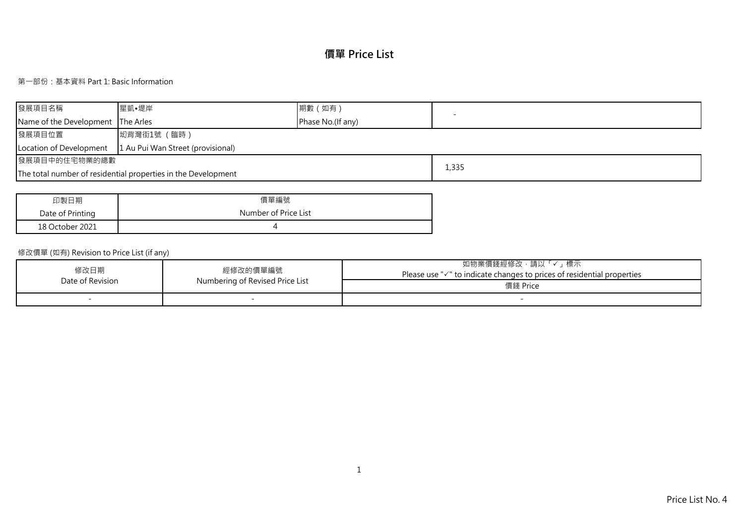# 價單 Price List

第一部份：基本資料 Part 1: Basic Information

| 發展項目名稱<br>Name of the Development | 星凱•堤岸<br>The Arles | 期數（如有）<br>Phase No.(If any) | - |
|---|---|---|---|
| 發展項目位置<br>Location of Development | 坳背灣街1號（臨時）<br>1 Au Pui Wan Street (provisional) | | |
| 發展項目中的住宅物業的總數<br>The total number of residential properties in the Development | | | 1,335 |

| 印製日期<br>Date of Printing | 價單編號<br>Number of Price List |
|---|---|
| 18 October 2021 | 4 |

修改價單 (如有) Revision to Price List (if any)

| 修改日期<br>Date of Revision | 經修改的價單編號<br>Numbering of Revised Price List | 如物業價錢經修改，請以「✓」標示<br>Please use "✓" to indicate changes to prices of residential properties<br>價錢 Price |
|---|---|---|
| - | - | - |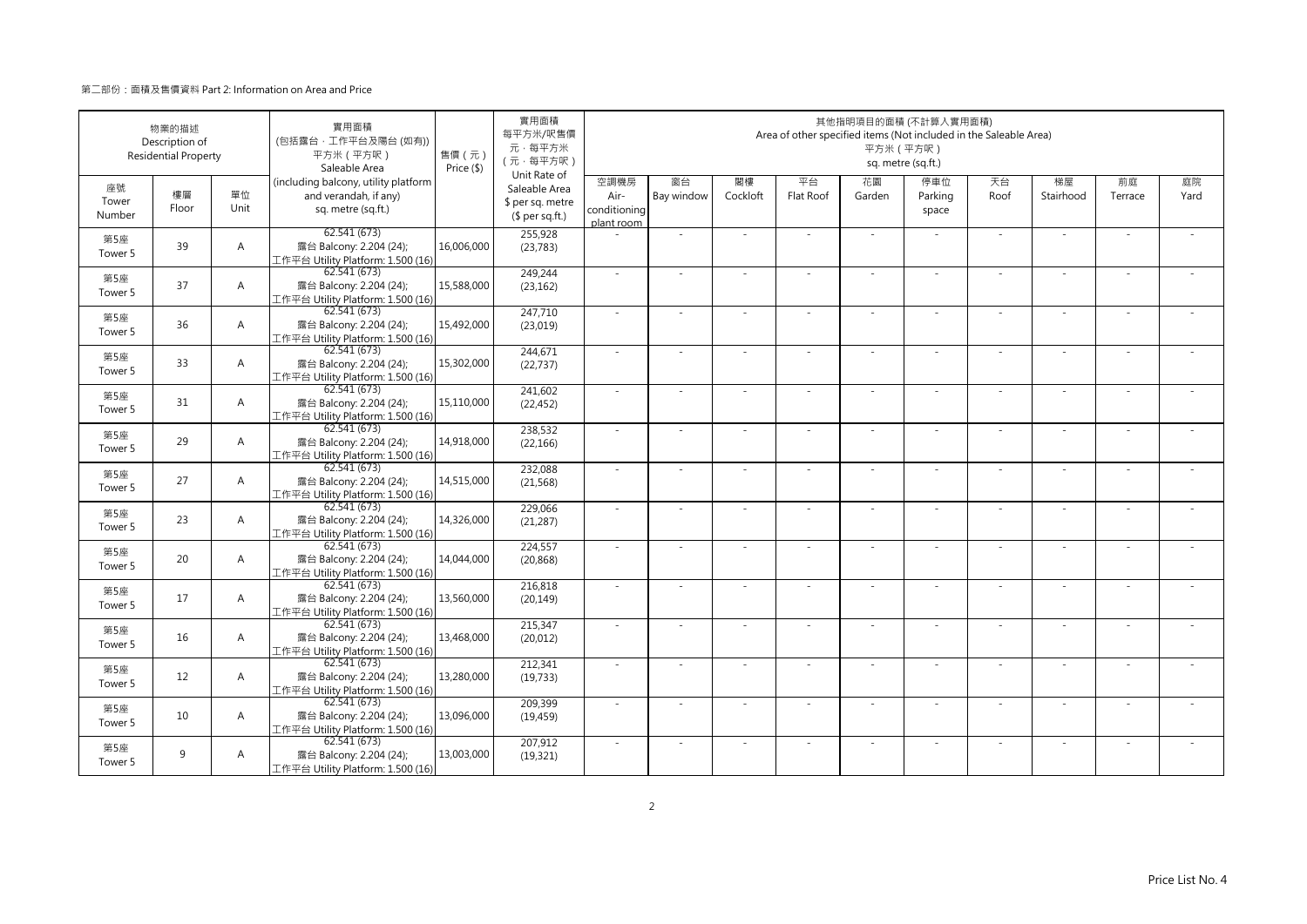第二部份：面積及售價資料 Part 2: Information on Area and Price

| 物業的描述 Description of Residential Property | | | 實用面積 (包括露台，工作平台及陽台 (如有)) 平方米（平方呎） Saleable Area (including balcony, utility platform and verandah, if any) sq. metre (sq.ft.) | 售價（元） Price ($) | 實用面積 每平方米/呎售價 元，每平方米 (元，每平方呎) Unit Rate of Saleable Area $ per sq. metre ($ per sq.ft.) | 其他指明項目的面積 (不計算入實用面積) Area of other specified items (Not included in the Saleable Area) 平方米（平方呎） sq. metre (sq.ft.) | | | | | | | | | |
|---|---|---|---|---|---|---|---|---|---|---|---|---|---|---|---|
| 座號 Tower Number | 樓層 Floor | 單位 Unit | | | | 空調機房 Air-conditioning plant room | 窗台 Bay window | 閣樓 Cockloft | 平台 Flat Roof | 花園 Garden | 停車位 Parking space | 天台 Roof | 梯屋 Stairhood | 前庭 Terrace | 庭院 Yard |
| 第5座 Tower 5 | 39 | A | 62.541 (673) 露台 Balcony: 2.204 (24); 工作平台 Utility Platform: 1.500 (16) | 16,006,000 | 255,928 (23,783) | - | - | - | - | - | - | - | - | - | - |
| 第5座 Tower 5 | 37 | A | 62.541 (673) 露台 Balcony: 2.204 (24); 工作平台 Utility Platform: 1.500 (16) | 15,588,000 | 249,244 (23,162) | - | - | - | - | - | - | - | - | - | - |
| 第5座 Tower 5 | 36 | A | 62.541 (673) 露台 Balcony: 2.204 (24); 工作平台 Utility Platform: 1.500 (16) | 15,492,000 | 247,710 (23,019) | - | - | - | - | - | - | - | - | - | - |
| 第5座 Tower 5 | 33 | A | 62.541 (673) 露台 Balcony: 2.204 (24); 工作平台 Utility Platform: 1.500 (16) | 15,302,000 | 244,671 (22,737) | - | - | - | - | - | - | - | - | - | - |
| 第5座 Tower 5 | 31 | A | 62.541 (673) 露台 Balcony: 2.204 (24); 工作平台 Utility Platform: 1.500 (16) | 15,110,000 | 241,602 (22,452) | - | - | - | - | - | - | - | - | - | - |
| 第5座 Tower 5 | 29 | A | 62.541 (673) 露台 Balcony: 2.204 (24); 工作平台 Utility Platform: 1.500 (16) | 14,918,000 | 238,532 (22,166) | - | - | - | - | - | - | - | - | - | - |
| 第5座 Tower 5 | 27 | A | 62.541 (673) 露台 Balcony: 2.204 (24); 工作平台 Utility Platform: 1.500 (16) | 14,515,000 | 232,088 (21,568) | - | - | - | - | - | - | - | - | - | - |
| 第5座 Tower 5 | 23 | A | 62.541 (673) 露台 Balcony: 2.204 (24); 工作平台 Utility Platform: 1.500 (16) | 14,326,000 | 229,066 (21,287) | - | - | - | - | - | - | - | - | - | - |
| 第5座 Tower 5 | 20 | A | 62.541 (673) 露台 Balcony: 2.204 (24); 工作平台 Utility Platform: 1.500 (16) | 14,044,000 | 224,557 (20,868) | - | - | - | - | - | - | - | - | - | - |
| 第5座 Tower 5 | 17 | A | 62.541 (673) 露台 Balcony: 2.204 (24); 工作平台 Utility Platform: 1.500 (16) | 13,560,000 | 216,818 (20,149) | - | - | - | - | - | - | - | - | - | - |
| 第5座 Tower 5 | 16 | A | 62.541 (673) 露台 Balcony: 2.204 (24); 工作平台 Utility Platform: 1.500 (16) | 13,468,000 | 215,347 (20,012) | - | - | - | - | - | - | - | - | - | - |
| 第5座 Tower 5 | 12 | A | 62.541 (673) 露台 Balcony: 2.204 (24); 工作平台 Utility Platform: 1.500 (16) | 13,280,000 | 212,341 (19,733) | - | - | - | - | - | - | - | - | - | - |
| 第5座 Tower 5 | 10 | A | 62.541 (673) 露台 Balcony: 2.204 (24); 工作平台 Utility Platform: 1.500 (16) | 13,096,000 | 209,399 (19,459) | - | - | - | - | - | - | - | - | - | - |
| 第5座 Tower 5 | 9 | A | 62.541 (673) 露台 Balcony: 2.204 (24); 工作平台 Utility Platform: 1.500 (16) | 13,003,000 | 207,912 (19,321) | - | - | - | - | - | - | - | - | - | - |

Price List No. 4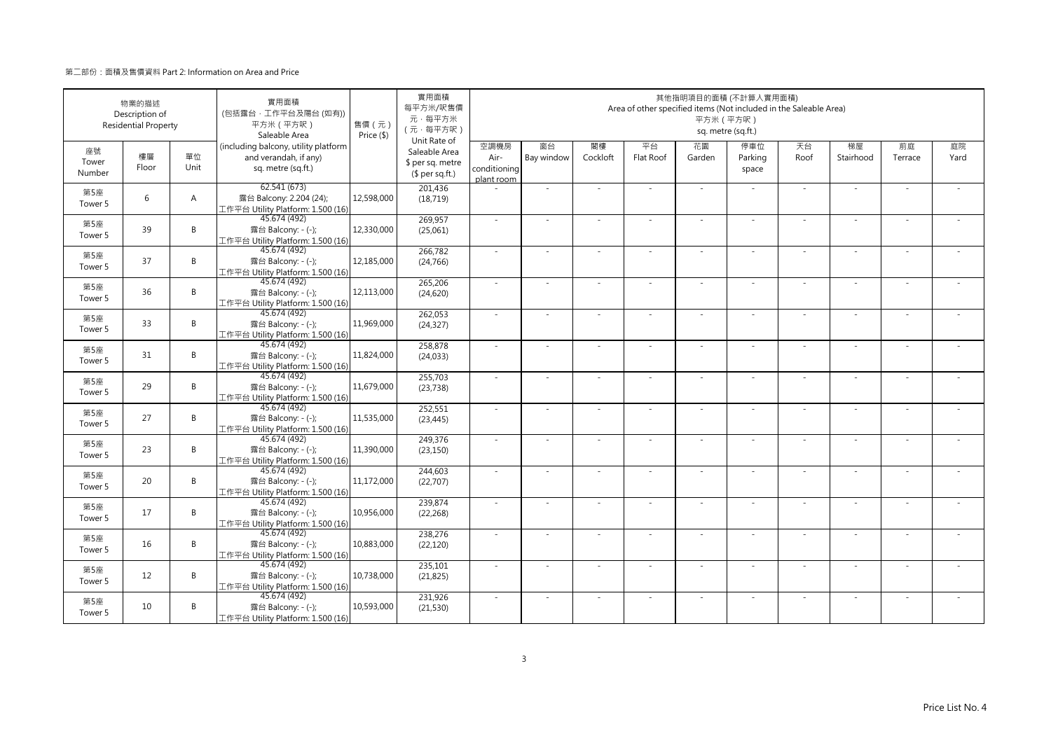第二部份：面積及售價資料 Part 2: Information on Area and Price

| 物業的描述 Description of Residential Property | | | 實用面積 (包括露台，工作平台及陽台 (如有)) 平方米（平方呎） Saleable Area (including balcony, utility platform and verandah, if any) sq. metre (sq.ft.) | 售價（元） Price ($) | 實用面積 每平方米/呎售價 元，每平方米 (元，每平方呎) Unit Rate of Saleable Area $ per sq. metre ($ per sq.ft.) | 其他指明項目的面積 (不計算入實用面積) Area of other specified items (Not included in the Saleable Area) 平方米（平方呎） sq. metre (sq.ft.) | | | | | | | | | |
|---|---|---|---|---|---|---|---|---|---|---|---|---|---|---|---|
| 座號 Tower Number | 樓層 Floor | 單位 Unit | | | | 空調機房 Air-conditioning plant room | 窗台 Bay window | 閣樓 Cockloft | 平台 Flat Roof | 花園 Garden | 停車位 Parking space | 天台 Roof | 梯屋 Stairhood | 前庭 Terrace | 庭院 Yard |
| 第5座 Tower 5 | 6 | A | 62.541 (673) 露台 Balcony: 2.204 (24); 工作平台 Utility Platform: 1.500 (16) | 12,598,000 | 201,436 (18,719) | - | - | - | - | - | - | - | - | - | - |
| 第5座 Tower 5 | 39 | B | 45.674 (492) 露台 Balcony: - (-); 工作平台 Utility Platform: 1.500 (16) | 12,330,000 | 269,957 (25,061) | - | - | - | - | - | - | - | - | - | - |
| 第5座 Tower 5 | 37 | B | 45.674 (492) 露台 Balcony: - (-); 工作平台 Utility Platform: 1.500 (16) | 12,185,000 | 266,782 (24,766) | - | - | - | - | - | - | - | - | - | - |
| 第5座 Tower 5 | 36 | B | 45.674 (492) 露台 Balcony: - (-); 工作平台 Utility Platform: 1.500 (16) | 12,113,000 | 265,206 (24,620) | - | - | - | - | - | - | - | - | - | - |
| 第5座 Tower 5 | 33 | B | 45.674 (492) 露台 Balcony: - (-); 工作平台 Utility Platform: 1.500 (16) | 11,969,000 | 262,053 (24,327) | - | - | - | - | - | - | - | - | - | - |
| 第5座 Tower 5 | 31 | B | 45.674 (492) 露台 Balcony: - (-); 工作平台 Utility Platform: 1.500 (16) | 11,824,000 | 258,878 (24,033) | - | - | - | - | - | - | - | - | - | - |
| 第5座 Tower 5 | 29 | B | 45.674 (492) 露台 Balcony: - (-); 工作平台 Utility Platform: 1.500 (16) | 11,679,000 | 255,703 (23,738) | - | - | - | - | - | - | - | - | - | - |
| 第5座 Tower 5 | 27 | B | 45.674 (492) 露台 Balcony: - (-); 工作平台 Utility Platform: 1.500 (16) | 11,535,000 | 252,551 (23,445) | - | - | - | - | - | - | - | - | - | - |
| 第5座 Tower 5 | 23 | B | 45.674 (492) 露台 Balcony: - (-); 工作平台 Utility Platform: 1.500 (16) | 11,390,000 | 249,376 (23,150) | - | - | - | - | - | - | - | - | - | - |
| 第5座 Tower 5 | 20 | B | 45.674 (492) 露台 Balcony: - (-); 工作平台 Utility Platform: 1.500 (16) | 11,172,000 | 244,603 (22,707) | - | - | - | - | - | - | - | - | - | - |
| 第5座 Tower 5 | 17 | B | 45.674 (492) 露台 Balcony: - (-); 工作平台 Utility Platform: 1.500 (16) | 10,956,000 | 239,874 (22,268) | - | - | - | - | - | - | - | - | - | - |
| 第5座 Tower 5 | 16 | B | 45.674 (492) 露台 Balcony: - (-); 工作平台 Utility Platform: 1.500 (16) | 10,883,000 | 238,276 (22,120) | - | - | - | - | - | - | - | - | - | - |
| 第5座 Tower 5 | 12 | B | 45.674 (492) 露台 Balcony: - (-); 工作平台 Utility Platform: 1.500 (16) | 10,738,000 | 235,101 (21,825) | - | - | - | - | - | - | - | - | - | - |
| 第5座 Tower 5 | 10 | B | 45.674 (492) 露台 Balcony: - (-); 工作平台 Utility Platform: 1.500 (16) | 10,593,000 | 231,926 (21,530) | - | - | - | - | - | - | - | - | - | - |

Price List No. 4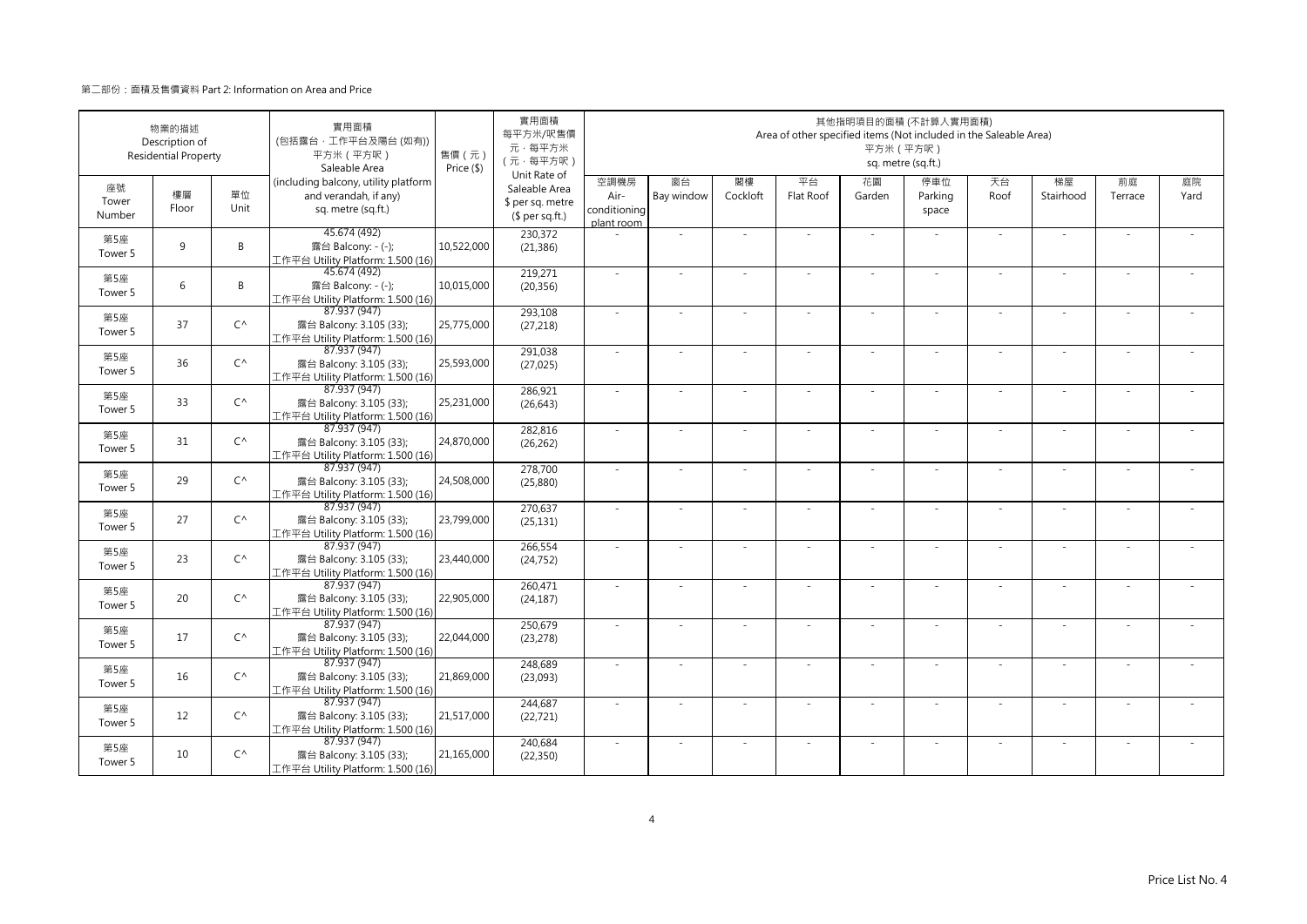第二部份：面積及售價資料 Part 2: Information on Area and Price

| 物業的描述 Description of Residential Property | | | 實用面積 (包括露台，工作平台及陽台 (如有)) 平方米（平方呎） Saleable Area | 售價（元） Price ($) | 實用面積 每平方米/呎售價 元，每平方米 （元，每平方呎） Unit Rate of Saleable Area $ per sq. metre ($ per sq.ft.) | 其他指明項目的面積 (不計算入實用面積) Area of other specified items (Not included in the Saleable Area) 平方米（平方呎） sq. metre (sq.ft.) | | | | | | | | | |
|---|---|---|---|---|---|---|---|---|---|---|---|---|---|---|---|
| 座號 Tower Number | 樓層 Floor | 單位 Unit | (including balcony, utility platform and verandah, if any) sq. metre (sq.ft.) | | | 空調機房 Air-conditioning plant room | 窗台 Bay window | 閣樓 Cockloft | 平台 Flat Roof | 花園 Garden | 停車位 Parking space | 天台 Roof | 梯屋 Stairhood | 前庭 Terrace | 庭院 Yard |
| 第5座 Tower 5 | 9 | B | 45.674 (492) 露台 Balcony: - (-); 工作平台 Utility Platform: 1.500 (16) | 10,522,000 | 230,372 (21,386) | - | - | - | - | - | - | - | - | - | - |
| 第5座 Tower 5 | 6 | B | 45.674 (492) 露台 Balcony: - (-); 工作平台 Utility Platform: 1.500 (16) | 10,015,000 | 219,271 (20,356) | - | - | - | - | - | - | - | - | - | - |
| 第5座 Tower 5 | 37 | C^ | 87.937 (947) 露台 Balcony: 3.105 (33); 工作平台 Utility Platform: 1.500 (16) | 25,775,000 | 293,108 (27,218) | - | - | - | - | - | - | - | - | - | - |
| 第5座 Tower 5 | 36 | C^ | 87.937 (947) 露台 Balcony: 3.105 (33); 工作平台 Utility Platform: 1.500 (16) | 25,593,000 | 291,038 (27,025) | - | - | - | - | - | - | - | - | - | - |
| 第5座 Tower 5 | 33 | C^ | 87.937 (947) 露台 Balcony: 3.105 (33); 工作平台 Utility Platform: 1.500 (16) | 25,231,000 | 286,921 (26,643) | - | - | - | - | - | - | - | - | - | - |
| 第5座 Tower 5 | 31 | C^ | 87.937 (947) 露台 Balcony: 3.105 (33); 工作平台 Utility Platform: 1.500 (16) | 24,870,000 | 282,816 (26,262) | - | - | - | - | - | - | - | - | - | - |
| 第5座 Tower 5 | 29 | C^ | 87.937 (947) 露台 Balcony: 3.105 (33); 工作平台 Utility Platform: 1.500 (16) | 24,508,000 | 278,700 (25,880) | - | - | - | - | - | - | - | - | - | - |
| 第5座 Tower 5 | 27 | C^ | 87.937 (947) 露台 Balcony: 3.105 (33); 工作平台 Utility Platform: 1.500 (16) | 23,799,000 | 270,637 (25,131) | - | - | - | - | - | - | - | - | - | - |
| 第5座 Tower 5 | 23 | C^ | 87.937 (947) 露台 Balcony: 3.105 (33); 工作平台 Utility Platform: 1.500 (16) | 23,440,000 | 266,554 (24,752) | - | - | - | - | - | - | - | - | - | - |
| 第5座 Tower 5 | 20 | C^ | 87.937 (947) 露台 Balcony: 3.105 (33); 工作平台 Utility Platform: 1.500 (16) | 22,905,000 | 260,471 (24,187) | - | - | - | - | - | - | - | - | - | - |
| 第5座 Tower 5 | 17 | C^ | 87.937 (947) 露台 Balcony: 3.105 (33); 工作平台 Utility Platform: 1.500 (16) | 22,044,000 | 250,679 (23,278) | - | - | - | - | - | - | - | - | - | - |
| 第5座 Tower 5 | 16 | C^ | 87.937 (947) 露台 Balcony: 3.105 (33); 工作平台 Utility Platform: 1.500 (16) | 21,869,000 | 248,689 (23,093) | - | - | - | - | - | - | - | - | - | - |
| 第5座 Tower 5 | 12 | C^ | 87.937 (947) 露台 Balcony: 3.105 (33); 工作平台 Utility Platform: 1.500 (16) | 21,517,000 | 244,687 (22,721) | - | - | - | - | - | - | - | - | - | - |
| 第5座 Tower 5 | 10 | C^ | 87.937 (947) 露台 Balcony: 3.105 (33); 工作平台 Utility Platform: 1.500 (16) | 21,165,000 | 240,684 (22,350) | - | - | - | - | - | - | - | - | - | - |

Price List No. 4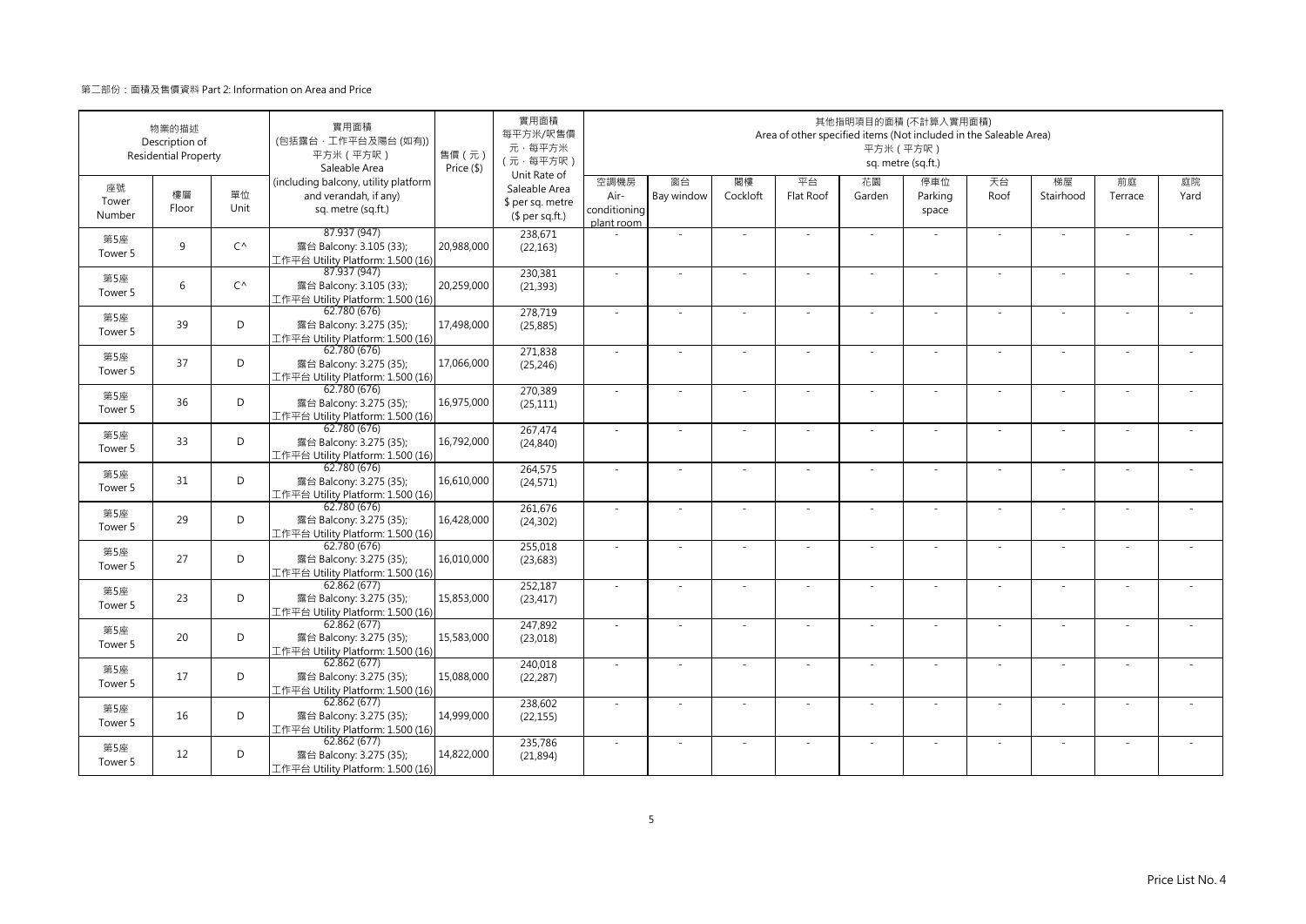第二部份：面積及售價資料 Part 2: Information on Area and Price

| 物業的描述 Description of Residential Property | | | 實用面積 (包括露台，工作平台及陽台 (如有)) 平方米（平方呎） Saleable Area (including balcony, utility platform and verandah, if any) sq. metre (sq.ft.) | 售價（元） Price ($) | 實用面積 每平方米/呎售價 元，每平方米 (元，每平方呎) Unit Rate of Saleable Area $ per sq. metre ($ per sq.ft.) | 其他指明項目的面積 (不計算入實用面積) Area of other specified items (Not included in the Saleable Area) 平方米（平方呎） sq. metre (sq.ft.) | | | | | | | | | |
|---|---|---|---|---|---|---|---|---|---|---|---|---|---|---|---|
| 座號 Tower Number | 樓層 Floor | 單位 Unit | | | | 空調機房 Air-conditioning plant room | 窗台 Bay window | 閣樓 Cockloft | 平台 Flat Roof | 花園 Garden | 停車位 Parking space | 天台 Roof | 梯屋 Stairhood | 前庭 Terrace | 庭院 Yard |
| 第5座 Tower 5 | 9 | C^ | 87.937 (947) 露台 Balcony: 3.105 (33); 工作平台 Utility Platform: 1.500 (16) | 20,988,000 | 238,671 (22,163) | - | - | - | - | - | - | - | - | - | - |
| 第5座 Tower 5 | 6 | C^ | 87.937 (947) 露台 Balcony: 3.105 (33); 工作平台 Utility Platform: 1.500 (16) | 20,259,000 | 230,381 (21,393) | - | - | - | - | - | - | - | - | - | - |
| 第5座 Tower 5 | 39 | D | 62.780 (676) 露台 Balcony: 3.275 (35); 工作平台 Utility Platform: 1.500 (16) | 17,498,000 | 278,719 (25,885) | - | - | - | - | - | - | - | - | - | - |
| 第5座 Tower 5 | 37 | D | 62.780 (676) 露台 Balcony: 3.275 (35); 工作平台 Utility Platform: 1.500 (16) | 17,066,000 | 271,838 (25,246) | - | - | - | - | - | - | - | - | - | - |
| 第5座 Tower 5 | 36 | D | 62.780 (676) 露台 Balcony: 3.275 (35); 工作平台 Utility Platform: 1.500 (16) | 16,975,000 | 270,389 (25,111) | - | - | - | - | - | - | - | - | - | - |
| 第5座 Tower 5 | 33 | D | 62.780 (676) 露台 Balcony: 3.275 (35); 工作平台 Utility Platform: 1.500 (16) | 16,792,000 | 267,474 (24,840) | - | - | - | - | - | - | - | - | - | - |
| 第5座 Tower 5 | 31 | D | 62.780 (676) 露台 Balcony: 3.275 (35); 工作平台 Utility Platform: 1.500 (16) | 16,610,000 | 264,575 (24,571) | - | - | - | - | - | - | - | - | - | - |
| 第5座 Tower 5 | 29 | D | 62.780 (676) 露台 Balcony: 3.275 (35); 工作平台 Utility Platform: 1.500 (16) | 16,428,000 | 261,676 (24,302) | - | - | - | - | - | - | - | - | - | - |
| 第5座 Tower 5 | 27 | D | 62.780 (676) 露台 Balcony: 3.275 (35); 工作平台 Utility Platform: 1.500 (16) | 16,010,000 | 255,018 (23,683) | - | - | - | - | - | - | - | - | - | - |
| 第5座 Tower 5 | 23 | D | 62.862 (677) 露台 Balcony: 3.275 (35); 工作平台 Utility Platform: 1.500 (16) | 15,853,000 | 252,187 (23,417) | - | - | - | - | - | - | - | - | - | - |
| 第5座 Tower 5 | 20 | D | 62.862 (677) 露台 Balcony: 3.275 (35); 工作平台 Utility Platform: 1.500 (16) | 15,583,000 | 247,892 (23,018) | - | - | - | - | - | - | - | - | - | - |
| 第5座 Tower 5 | 17 | D | 62.862 (677) 露台 Balcony: 3.275 (35); 工作平台 Utility Platform: 1.500 (16) | 15,088,000 | 240,018 (22,287) | - | - | - | - | - | - | - | - | - | - |
| 第5座 Tower 5 | 16 | D | 62.862 (677) 露台 Balcony: 3.275 (35); 工作平台 Utility Platform: 1.500 (16) | 14,999,000 | 238,602 (22,155) | - | - | - | - | - | - | - | - | - | - |
| 第5座 Tower 5 | 12 | D | 62.862 (677) 露台 Balcony: 3.275 (35); 工作平台 Utility Platform: 1.500 (16) | 14,822,000 | 235,786 (21,894) | - | - | - | - | - | - | - | - | - | - |

Price List No. 4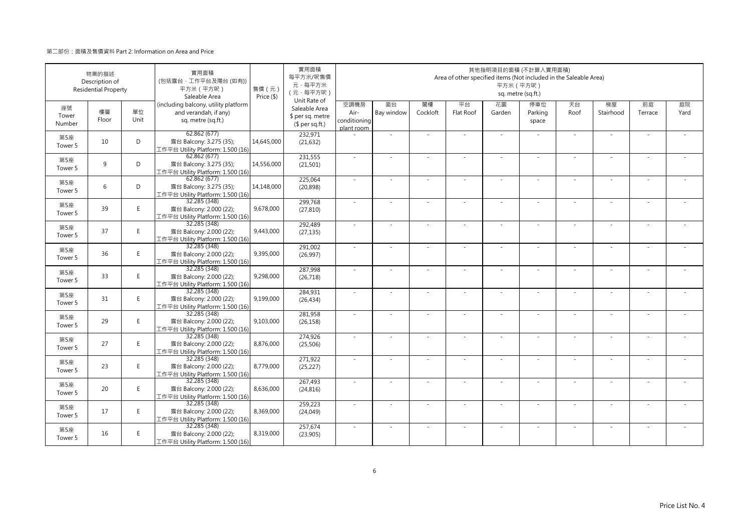第二部份：面積及售價資料 Part 2: Information on Area and Price

| 物業的描述 Description of Residential Property | | | 實用面積 (包括露台，工作平台及陽台 (如有)) 平方米（平方呎） Saleable Area (including balcony, utility platform and verandah, if any) sq. metre (sq.ft.) | 售價（元） Price ($) | 實用面積 每平方米/呎售價 元，每平方米 (元，每平方呎) Unit Rate of Saleable Area $ per sq. metre ($ per sq.ft.) | 其他指明項目的面積 (不計算入實用面積) Area of other specified items (Not included in the Saleable Area) 平方米（平方呎） sq. metre (sq.ft.) | | | | | | | | | |
|---|---|---|---|---|---|---|---|---|---|---|---|---|---|---|---|
| 座號 Tower Number | 樓層 Floor | 單位 Unit | | | | 空調機房 Air-conditioning plant room | 窗台 Bay window | 閣樓 Cockloft | 平台 Flat Roof | 花園 Garden | 停車位 Parking space | 天台 Roof | 梯屋 Stairhood | 前庭 Terrace | 庭院 Yard |
| 第5座 Tower 5 | 10 | D | 62.862 (677) 露台 Balcony: 3.275 (35); 工作平台 Utility Platform: 1.500 (16) | 14,645,000 | 232,971 (21,632) | - | - | - | - | - | - | - | - | - | - |
| 第5座 Tower 5 | 9 | D | 62.862 (677) 露台 Balcony: 3.275 (35); 工作平台 Utility Platform: 1.500 (16) | 14,556,000 | 231,555 (21,501) | - | - | - | - | - | - | - | - | - | - |
| 第5座 Tower 5 | 6 | D | 62.862 (677) 露台 Balcony: 3.275 (35); 工作平台 Utility Platform: 1.500 (16) | 14,148,000 | 225,064 (20,898) | - | - | - | - | - | - | - | - | - | - |
| 第5座 Tower 5 | 39 | E | 32.285 (348) 露台 Balcony: 2.000 (22); 工作平台 Utility Platform: 1.500 (16) | 9,678,000 | 299,768 (27,810) | - | - | - | - | - | - | - | - | - | - |
| 第5座 Tower 5 | 37 | E | 32.285 (348) 露台 Balcony: 2.000 (22); 工作平台 Utility Platform: 1.500 (16) | 9,443,000 | 292,489 (27,135) | - | - | - | - | - | - | - | - | - | - |
| 第5座 Tower 5 | 36 | E | 32.285 (348) 露台 Balcony: 2.000 (22); 工作平台 Utility Platform: 1.500 (16) | 9,395,000 | 291,002 (26,997) | - | - | - | - | - | - | - | - | - | - |
| 第5座 Tower 5 | 33 | E | 32.285 (348) 露台 Balcony: 2.000 (22); 工作平台 Utility Platform: 1.500 (16) | 9,298,000 | 287,998 (26,718) | - | - | - | - | - | - | - | - | - | - |
| 第5座 Tower 5 | 31 | E | 32.285 (348) 露台 Balcony: 2.000 (22); 工作平台 Utility Platform: 1.500 (16) | 9,199,000 | 284,931 (26,434) | - | - | - | - | - | - | - | - | - | - |
| 第5座 Tower 5 | 29 | E | 32.285 (348) 露台 Balcony: 2.000 (22); 工作平台 Utility Platform: 1.500 (16) | 9,103,000 | 281,958 (26,158) | - | - | - | - | - | - | - | - | - | - |
| 第5座 Tower 5 | 27 | E | 32.285 (348) 露台 Balcony: 2.000 (22); 工作平台 Utility Platform: 1.500 (16) | 8,876,000 | 274,926 (25,506) | - | - | - | - | - | - | - | - | - | - |
| 第5座 Tower 5 | 23 | E | 32.285 (348) 露台 Balcony: 2.000 (22); 工作平台 Utility Platform: 1.500 (16) | 8,779,000 | 271,922 (25,227) | - | - | - | - | - | - | - | - | - | - |
| 第5座 Tower 5 | 20 | E | 32.285 (348) 露台 Balcony: 2.000 (22); 工作平台 Utility Platform: 1.500 (16) | 8,636,000 | 267,493 (24,816) | - | - | - | - | - | - | - | - | - | - |
| 第5座 Tower 5 | 17 | E | 32.285 (348) 露台 Balcony: 2.000 (22); 工作平台 Utility Platform: 1.500 (16) | 8,369,000 | 259,223 (24,049) | - | - | - | - | - | - | - | - | - | - |
| 第5座 Tower 5 | 16 | E | 32.285 (348) 露台 Balcony: 2.000 (22); 工作平台 Utility Platform: 1.500 (16) | 8,319,000 | 257,674 (23,905) | - | - | - | - | - | - | - | - | - | - |

Price List No. 4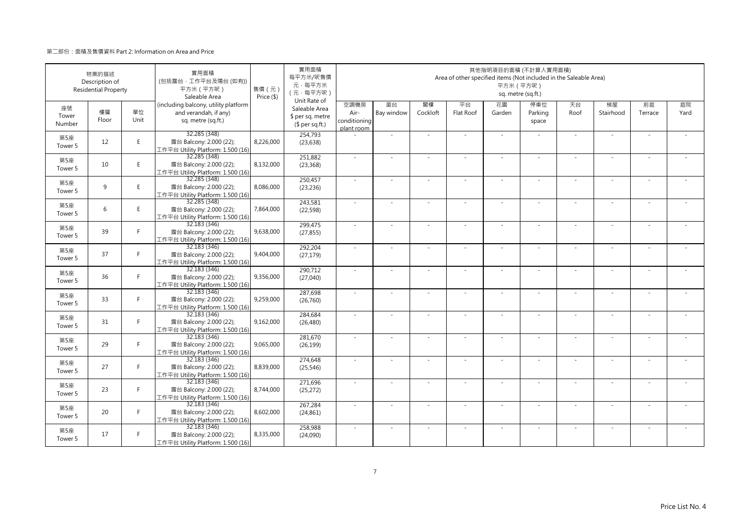第二部份：面積及售價資料 Part 2: Information on Area and Price

| 物業的描述 Description of Residential Property | | | 實用面積 (包括露台，工作平台及陽台 (如有)) 平方米（平方呎） Saleable Area (including balcony, utility platform and verandah, if any) sq. metre (sq.ft.) | 售價（元） Price ($) | 實用面積每平方米/呎售價 元，每平方米 （元，每平方呎） Unit Rate of Saleable Area $ per sq. metre ($ per sq.ft.) | 其他指明項目的面積 (不計算入實用面積) Area of other specified items (Not included in the Saleable Area) 平方米（平方呎） sq. metre (sq.ft.) | | | | | | | | | |
|---|---|---|---|---|---|---|---|---|---|---|---|---|---|---|---|
| 座號 Tower Number | 樓層 Floor | 單位 Unit | | | | 空調機房 Air-conditioning plant room | 窗台 Bay window | 閣樓 Cockloft | 平台 Flat Roof | 花園 Garden | 停車位 Parking space | 天台 Roof | 梯屋 Stairhood | 前庭 Terrace | 庭院 Yard |
| 第5座 Tower 5 | 12 | E | 32.285 (348) 露台 Balcony: 2.000 (22); 工作平台 Utility Platform: 1.500 (16) | 8,226,000 | 254,793 (23,638) | - | - | - | - | - | - | - | - | - | - |
| 第5座 Tower 5 | 10 | E | 32.285 (348) 露台 Balcony: 2.000 (22); 工作平台 Utility Platform: 1.500 (16) | 8,132,000 | 251,882 (23,368) | - | - | - | - | - | - | - | - | - | - |
| 第5座 Tower 5 | 9 | E | 32.285 (348) 露台 Balcony: 2.000 (22); 工作平台 Utility Platform: 1.500 (16) | 8,086,000 | 250,457 (23,236) | - | - | - | - | - | - | - | - | - | - |
| 第5座 Tower 5 | 6 | E | 32.285 (348) 露台 Balcony: 2.000 (22); 工作平台 Utility Platform: 1.500 (16) | 7,864,000 | 243,581 (22,598) | - | - | - | - | - | - | - | - | - | - |
| 第5座 Tower 5 | 39 | F | 32.183 (346) 露台 Balcony: 2.000 (22); 工作平台 Utility Platform: 1.500 (16) | 9,638,000 | 299,475 (27,855) | - | - | - | - | - | - | - | - | - | - |
| 第5座 Tower 5 | 37 | F | 32.183 (346) 露台 Balcony: 2.000 (22); 工作平台 Utility Platform: 1.500 (16) | 9,404,000 | 292,204 (27,179) | - | - | - | - | - | - | - | - | - | - |
| 第5座 Tower 5 | 36 | F | 32.183 (346) 露台 Balcony: 2.000 (22); 工作平台 Utility Platform: 1.500 (16) | 9,356,000 | 290,712 (27,040) | - | - | - | - | - | - | - | - | - | - |
| 第5座 Tower 5 | 33 | F | 32.183 (346) 露台 Balcony: 2.000 (22); 工作平台 Utility Platform: 1.500 (16) | 9,259,000 | 287,698 (26,760) | - | - | - | - | - | - | - | - | - | - |
| 第5座 Tower 5 | 31 | F | 32.183 (346) 露台 Balcony: 2.000 (22); 工作平台 Utility Platform: 1.500 (16) | 9,162,000 | 284,684 (26,480) | - | - | - | - | - | - | - | - | - | - |
| 第5座 Tower 5 | 29 | F | 32.183 (346) 露台 Balcony: 2.000 (22); 工作平台 Utility Platform: 1.500 (16) | 9,065,000 | 281,670 (26,199) | - | - | - | - | - | - | - | - | - | - |
| 第5座 Tower 5 | 27 | F | 32.183 (346) 露台 Balcony: 2.000 (22); 工作平台 Utility Platform: 1.500 (16) | 8,839,000 | 274,648 (25,546) | - | - | - | - | - | - | - | - | - | - |
| 第5座 Tower 5 | 23 | F | 32.183 (346) 露台 Balcony: 2.000 (22); 工作平台 Utility Platform: 1.500 (16) | 8,744,000 | 271,696 (25,272) | - | - | - | - | - | - | - | - | - | - |
| 第5座 Tower 5 | 20 | F | 32.183 (346) 露台 Balcony: 2.000 (22); 工作平台 Utility Platform: 1.500 (16) | 8,602,000 | 267,284 (24,861) | - | - | - | - | - | - | - | - | - | - |
| 第5座 Tower 5 | 17 | F | 32.183 (346) 露台 Balcony: 2.000 (22); 工作平台 Utility Platform: 1.500 (16) | 8,335,000 | 258,988 (24,090) | - | - | - | - | - | - | - | - | - | - |

Price List No. 4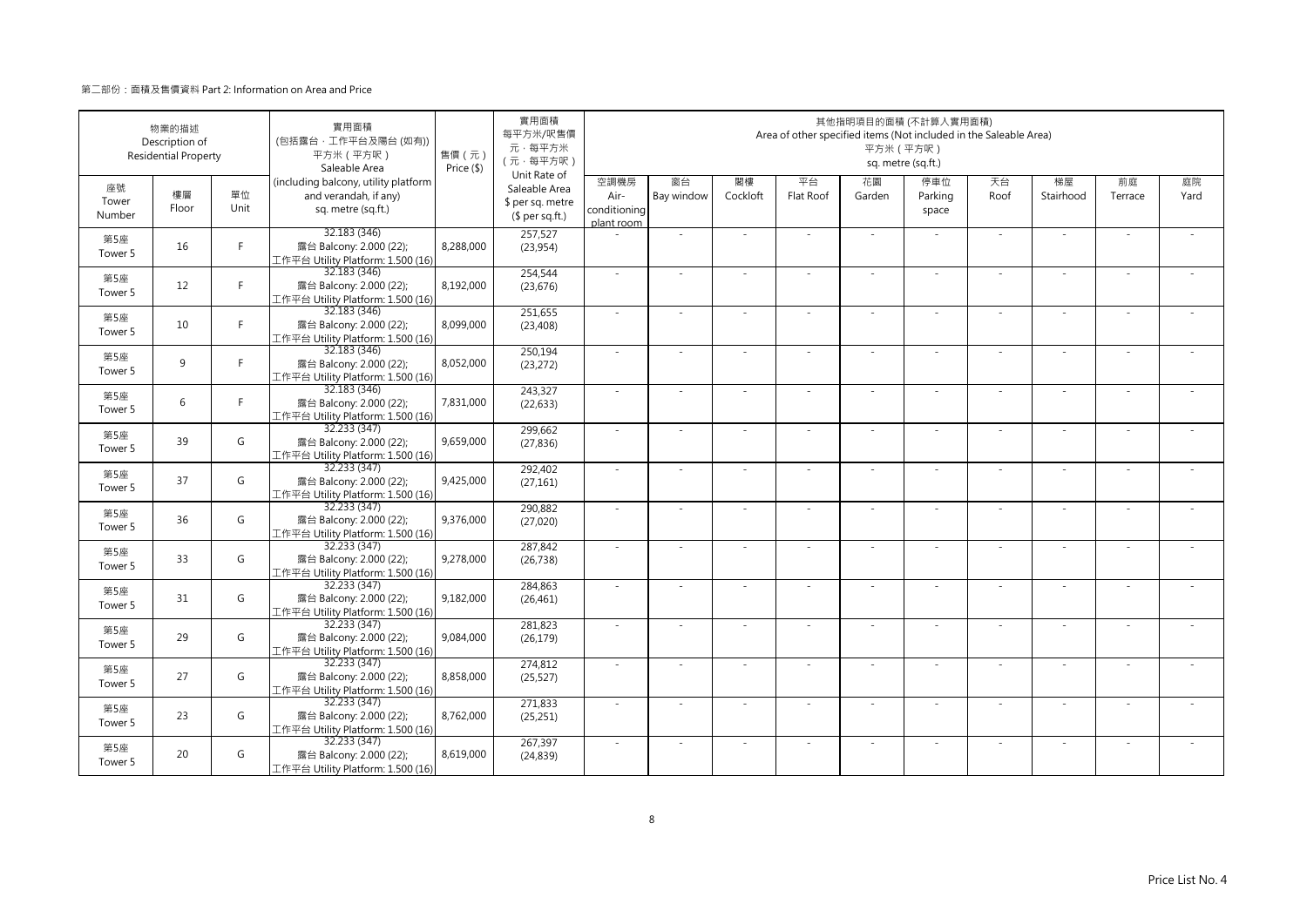第二部份：面積及售價資料 Part 2: Information on Area and Price

| 物業的描述 Description of Residential Property | | | 實用面積 (包括露台，工作平台及陽台 (如有)) 平方米（平方呎） Saleable Area (including balcony, utility platform and verandah, if any) sq. metre (sq.ft.) | 售價（元） Price ($) | 實用面積 每平方米/呎售價 元，每平方米 （元，每平方呎） Unit Rate of Saleable Area $ per sq. metre ($ per sq.ft.) | 其他指明項目的面積 (不計算入實用面積) Area of other specified items (Not included in the Saleable Area) 平方米（平方呎） sq. metre (sq.ft.) | | | | | | | | | |
|---|---|---|---|---|---|---|---|---|---|---|---|---|---|---|---|
| 座號 Tower Number | 樓層 Floor | 單位 Unit | | | | 空調機房 Air-conditioning plant room | 窗台 Bay window | 閣樓 Cockloft | 平台 Flat Roof | 花園 Garden | 停車位 Parking space | 天台 Roof | 梯屋 Stairhood | 前庭 Terrace | 庭院 Yard |
| 第5座 Tower 5 | 16 | F | 32.183 (346) 露台 Balcony: 2.000 (22); 工作平台 Utility Platform: 1.500 (16) | 8,288,000 | 257,527 (23,954) | - | - | - | - | - | - | - | - | - | - |
| 第5座 Tower 5 | 12 | F | 32.183 (346) 露台 Balcony: 2.000 (22); 工作平台 Utility Platform: 1.500 (16) | 8,192,000 | 254,544 (23,676) | - | - | - | - | - | - | - | - | - | - |
| 第5座 Tower 5 | 10 | F | 32.183 (346) 露台 Balcony: 2.000 (22); 工作平台 Utility Platform: 1.500 (16) | 8,099,000 | 251,655 (23,408) | - | - | - | - | - | - | - | - | - | - |
| 第5座 Tower 5 | 9 | F | 32.183 (346) 露台 Balcony: 2.000 (22); 工作平台 Utility Platform: 1.500 (16) | 8,052,000 | 250,194 (23,272) | - | - | - | - | - | - | - | - | - | - |
| 第5座 Tower 5 | 6 | F | 32.183 (346) 露台 Balcony: 2.000 (22); 工作平台 Utility Platform: 1.500 (16) | 7,831,000 | 243,327 (22,633) | - | - | - | - | - | - | - | - | - | - |
| 第5座 Tower 5 | 39 | G | 32.233 (347) 露台 Balcony: 2.000 (22); 工作平台 Utility Platform: 1.500 (16) | 9,659,000 | 299,662 (27,836) | - | - | - | - | - | - | - | - | - | - |
| 第5座 Tower 5 | 37 | G | 32.233 (347) 露台 Balcony: 2.000 (22); 工作平台 Utility Platform: 1.500 (16) | 9,425,000 | 292,402 (27,161) | - | - | - | - | - | - | - | - | - | - |
| 第5座 Tower 5 | 36 | G | 32.233 (347) 露台 Balcony: 2.000 (22); 工作平台 Utility Platform: 1.500 (16) | 9,376,000 | 290,882 (27,020) | - | - | - | - | - | - | - | - | - | - |
| 第5座 Tower 5 | 33 | G | 32.233 (347) 露台 Balcony: 2.000 (22); 工作平台 Utility Platform: 1.500 (16) | 9,278,000 | 287,842 (26,738) | - | - | - | - | - | - | - | - | - | - |
| 第5座 Tower 5 | 31 | G | 32.233 (347) 露台 Balcony: 2.000 (22); 工作平台 Utility Platform: 1.500 (16) | 9,182,000 | 284,863 (26,461) | - | - | - | - | - | - | - | - | - | - |
| 第5座 Tower 5 | 29 | G | 32.233 (347) 露台 Balcony: 2.000 (22); 工作平台 Utility Platform: 1.500 (16) | 9,084,000 | 281,823 (26,179) | - | - | - | - | - | - | - | - | - | - |
| 第5座 Tower 5 | 27 | G | 32.233 (347) 露台 Balcony: 2.000 (22); 工作平台 Utility Platform: 1.500 (16) | 8,858,000 | 274,812 (25,527) | - | - | - | - | - | - | - | - | - | - |
| 第5座 Tower 5 | 23 | G | 32.233 (347) 露台 Balcony: 2.000 (22); 工作平台 Utility Platform: 1.500 (16) | 8,762,000 | 271,833 (25,251) | - | - | - | - | - | - | - | - | - | - |
| 第5座 Tower 5 | 20 | G | 32.233 (347) 露台 Balcony: 2.000 (22); 工作平台 Utility Platform: 1.500 (16) | 8,619,000 | 267,397 (24,839) | - | - | - | - | - | - | - | - | - | - |

Price List No. 4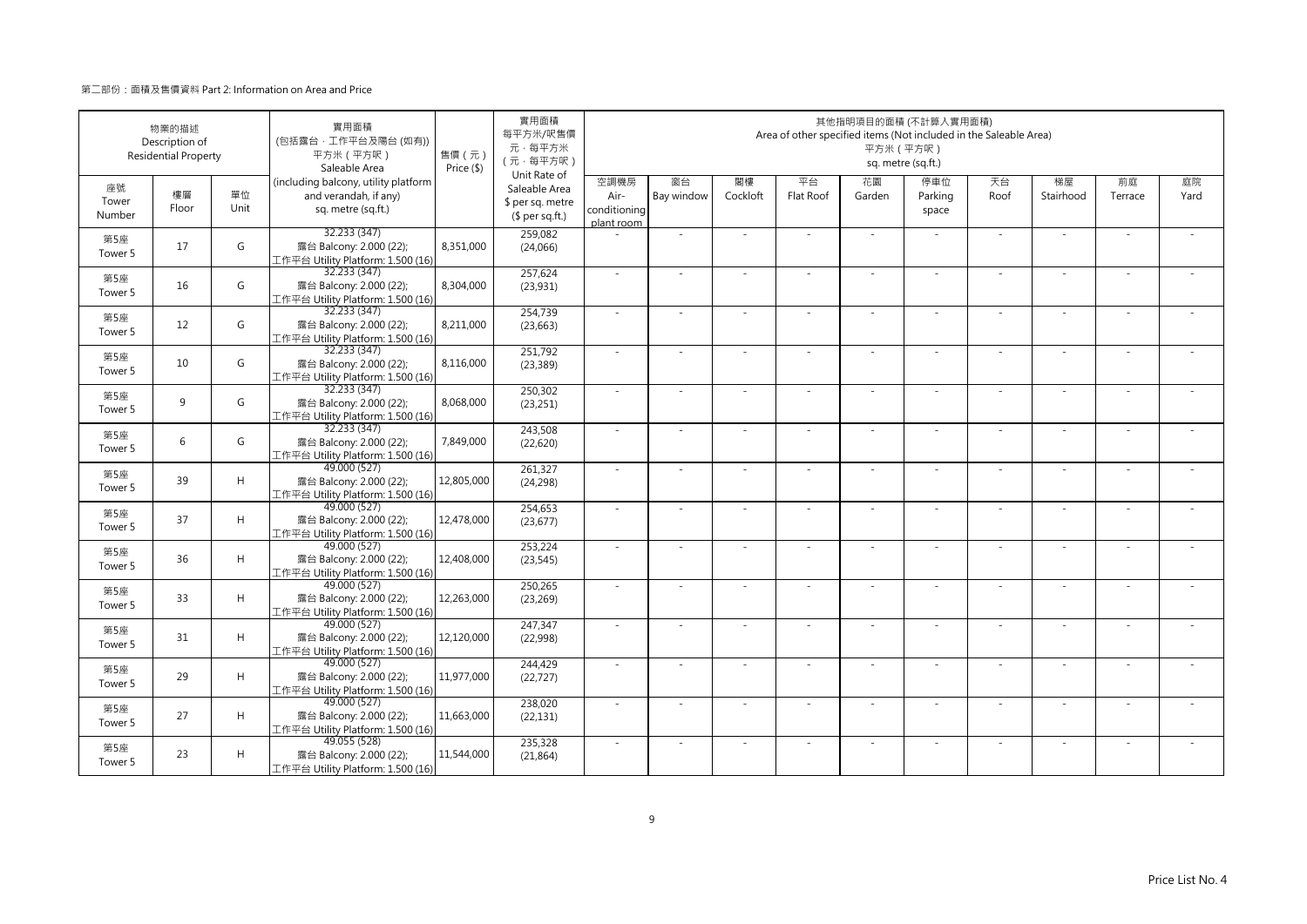第二部份：面積及售價資料 Part 2: Information on Area and Price

| 物業的描述 Description of Residential Property | | | 實用面積 (包括露台，工作平台及陽台 (如有)) 平方米（平方呎） Saleable Area (including balcony, utility platform and verandah, if any) sq. metre (sq.ft.) | 售價（元） Price ($) | 實用面積 每平方米/呎售價 元，每平方米 (元，每平方呎) Unit Rate of Saleable Area $ per sq. metre ($ per sq.ft.) | 其他指明項目的面積 (不計算入實用面積) Area of other specified items (Not included in the Saleable Area) 平方米（平方呎） sq. metre (sq.ft.) | | | | | | | | | |
|---|---|---|---|---|---|---|---|---|---|---|---|---|---|---|---|
| 座號 Tower Number | 樓層 Floor | 單位 Unit | | | | 空調機房 Air-conditioning plant room | 窗台 Bay window | 閣樓 Cockloft | 平台 Flat Roof | 花園 Garden | 停車位 Parking space | 天台 Roof | 梯屋 Stairhood | 前庭 Terrace | 庭院 Yard |
| 第5座 Tower 5 | 17 | G | 32.233 (347) 露台 Balcony: 2.000 (22); 工作平台 Utility Platform: 1.500 (16) | 8,351,000 | 259,082 (24,066) | - | - | - | - | - | - | - | - | - | - |
| 第5座 Tower 5 | 16 | G | 32.233 (347) 露台 Balcony: 2.000 (22); 工作平台 Utility Platform: 1.500 (16) | 8,304,000 | 257,624 (23,931) | - | - | - | - | - | - | - | - | - | - |
| 第5座 Tower 5 | 12 | G | 32.233 (347) 露台 Balcony: 2.000 (22); 工作平台 Utility Platform: 1.500 (16) | 8,211,000 | 254,739 (23,663) | - | - | - | - | - | - | - | - | - | - |
| 第5座 Tower 5 | 10 | G | 32.233 (347) 露台 Balcony: 2.000 (22); 工作平台 Utility Platform: 1.500 (16) | 8,116,000 | 251,792 (23,389) | - | - | - | - | - | - | - | - | - | - |
| 第5座 Tower 5 | 9 | G | 32.233 (347) 露台 Balcony: 2.000 (22); 工作平台 Utility Platform: 1.500 (16) | 8,068,000 | 250,302 (23,251) | - | - | - | - | - | - | - | - | - | - |
| 第5座 Tower 5 | 6 | G | 32.233 (347) 露台 Balcony: 2.000 (22); 工作平台 Utility Platform: 1.500 (16) | 7,849,000 | 243,508 (22,620) | - | - | - | - | - | - | - | - | - | - |
| 第5座 Tower 5 | 39 | H | 49.000 (527) 露台 Balcony: 2.000 (22); 工作平台 Utility Platform: 1.500 (16) | 12,805,000 | 261,327 (24,298) | - | - | - | - | - | - | - | - | - | - |
| 第5座 Tower 5 | 37 | H | 49.000 (527) 露台 Balcony: 2.000 (22); 工作平台 Utility Platform: 1.500 (16) | 12,478,000 | 254,653 (23,677) | - | - | - | - | - | - | - | - | - | - |
| 第5座 Tower 5 | 36 | H | 49.000 (527) 露台 Balcony: 2.000 (22); 工作平台 Utility Platform: 1.500 (16) | 12,408,000 | 253,224 (23,545) | - | - | - | - | - | - | - | - | - | - |
| 第5座 Tower 5 | 33 | H | 49.000 (527) 露台 Balcony: 2.000 (22); 工作平台 Utility Platform: 1.500 (16) | 12,263,000 | 250,265 (23,269) | - | - | - | - | - | - | - | - | - | - |
| 第5座 Tower 5 | 31 | H | 49.000 (527) 露台 Balcony: 2.000 (22); 工作平台 Utility Platform: 1.500 (16) | 12,120,000 | 247,347 (22,998) | - | - | - | - | - | - | - | - | - | - |
| 第5座 Tower 5 | 29 | H | 49.000 (527) 露台 Balcony: 2.000 (22); 工作平台 Utility Platform: 1.500 (16) | 11,977,000 | 244,429 (22,727) | - | - | - | - | - | - | - | - | - | - |
| 第5座 Tower 5 | 27 | H | 49.000 (527) 露台 Balcony: 2.000 (22); 工作平台 Utility Platform: 1.500 (16) | 11,663,000 | 238,020 (22,131) | - | - | - | - | - | - | - | - | - | - |
| 第5座 Tower 5 | 23 | H | 49.055 (528) 露台 Balcony: 2.000 (22); 工作平台 Utility Platform: 1.500 (16) | 11,544,000 | 235,328 (21,864) | - | - | - | - | - | - | - | - | - | - |

Price List No. 4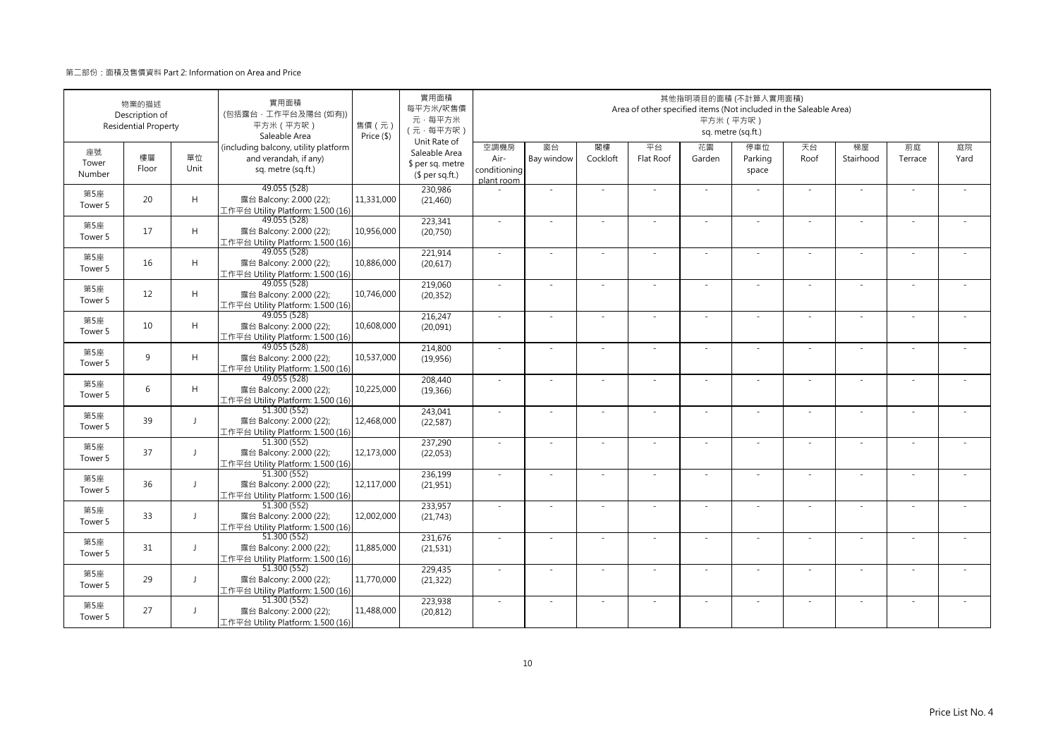第二部份：面積及售價資料 Part 2: Information on Area and Price

| 物業的描述 Description of Residential Property | | | 實用面積 (包括露台，工作平台及陽台 (如有)) 平方米（平方呎） Saleable Area (including balcony, utility platform and verandah, if any) sq. metre (sq.ft.) | 售價（元） Price ($) | 實用面積 每平方米/呎售價 元，每平方米 （元，每平方呎） Unit Rate of Saleable Area $ per sq. metre ($ per sq.ft.) | 其他指明項目的面積 (不計算入實用面積) Area of other specified items (Not included in the Saleable Area) 平方米（平方呎） sq. metre (sq.ft.) | | | | | | | | | |
|---|---|---|---|---|---|---|---|---|---|---|---|---|---|---|---|
| 座號 Tower Number | 樓層 Floor | 單位 Unit | | | | 空調機房 Air-conditioning plant room | 窗台 Bay window | 閣樓 Cockloft | 平台 Flat Roof | 花園 Garden | 停車位 Parking space | 天台 Roof | 梯屋 Stairhood | 前庭 Terrace | 庭院 Yard |
| 第5座 Tower 5 | 20 | H | 49.055 (528) 露台 Balcony: 2.000 (22); 工作平台 Utility Platform: 1.500 (16) | 11,331,000 | 230,986 (21,460) | - | - | - | - | - | - | - | - | - | - |
| 第5座 Tower 5 | 17 | H | 49.055 (528) 露台 Balcony: 2.000 (22); 工作平台 Utility Platform: 1.500 (16) | 10,956,000 | 223,341 (20,750) | - | - | - | - | - | - | - | - | - | - |
| 第5座 Tower 5 | 16 | H | 49.055 (528) 露台 Balcony: 2.000 (22); 工作平台 Utility Platform: 1.500 (16) | 10,886,000 | 221,914 (20,617) | - | - | - | - | - | - | - | - | - | - |
| 第5座 Tower 5 | 12 | H | 49.055 (528) 露台 Balcony: 2.000 (22); 工作平台 Utility Platform: 1.500 (16) | 10,746,000 | 219,060 (20,352) | - | - | - | - | - | - | - | - | - | - |
| 第5座 Tower 5 | 10 | H | 49.055 (528) 露台 Balcony: 2.000 (22); 工作平台 Utility Platform: 1.500 (16) | 10,608,000 | 216,247 (20,091) | - | - | - | - | - | - | - | - | - | - |
| 第5座 Tower 5 | 9 | H | 49.055 (528) 露台 Balcony: 2.000 (22); 工作平台 Utility Platform: 1.500 (16) | 10,537,000 | 214,800 (19,956) | - | - | - | - | - | - | - | - | - | - |
| 第5座 Tower 5 | 6 | H | 49.055 (528) 露台 Balcony: 2.000 (22); 工作平台 Utility Platform: 1.500 (16) | 10,225,000 | 208,440 (19,366) | - | - | - | - | - | - | - | - | - | - |
| 第5座 Tower 5 | 39 | J | 51.300 (552) 露台 Balcony: 2.000 (22); 工作平台 Utility Platform: 1.500 (16) | 12,468,000 | 243,041 (22,587) | - | - | - | - | - | - | - | - | - | - |
| 第5座 Tower 5 | 37 | J | 51.300 (552) 露台 Balcony: 2.000 (22); 工作平台 Utility Platform: 1.500 (16) | 12,173,000 | 237,290 (22,053) | - | - | - | - | - | - | - | - | - | - |
| 第5座 Tower 5 | 36 | J | 51.300 (552) 露台 Balcony: 2.000 (22); 工作平台 Utility Platform: 1.500 (16) | 12,117,000 | 236,199 (21,951) | - | - | - | - | - | - | - | - | - | - |
| 第5座 Tower 5 | 33 | J | 51.300 (552) 露台 Balcony: 2.000 (22); 工作平台 Utility Platform: 1.500 (16) | 12,002,000 | 233,957 (21,743) | - | - | - | - | - | - | - | - | - | - |
| 第5座 Tower 5 | 31 | J | 51.300 (552) 露台 Balcony: 2.000 (22); 工作平台 Utility Platform: 1.500 (16) | 11,885,000 | 231,676 (21,531) | - | - | - | - | - | - | - | - | - | - |
| 第5座 Tower 5 | 29 | J | 51.300 (552) 露台 Balcony: 2.000 (22); 工作平台 Utility Platform: 1.500 (16) | 11,770,000 | 229,435 (21,322) | - | - | - | - | - | - | - | - | - | - |
| 第5座 Tower 5 | 27 | J | 51.300 (552) 露台 Balcony: 2.000 (22); 工作平台 Utility Platform: 1.500 (16) | 11,488,000 | 223,938 (20,812) | - | - | - | - | - | - | - | - | - | - |

Price List No. 4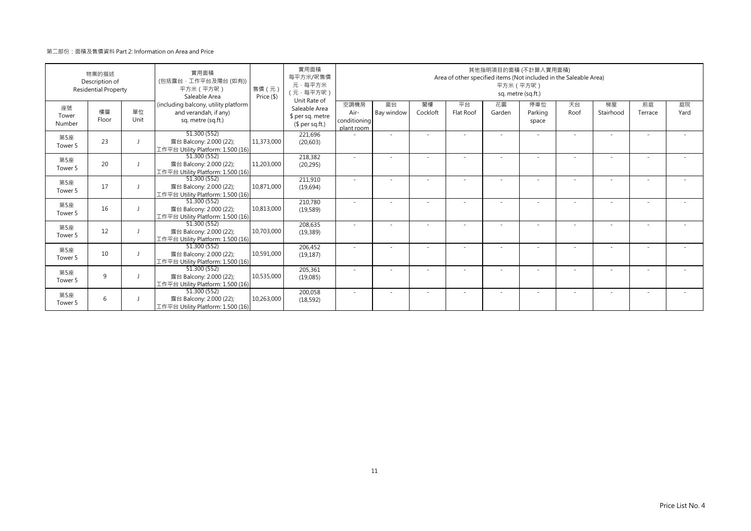第二部份：面積及售價資料 Part 2: Information on Area and Price

| 物業的描述 Description of Residential Property | | | 實用面積 (包括露台，工作平台及陽台 (如有)) 平方米（平方呎） Saleable Area (including balcony, utility platform and verandah, if any) sq. metre (sq.ft.) | 售價（元） Price ($) | 實用面積 每平方米/呎售價 元，每平方米 （元，每平方呎） Unit Rate of Saleable Area $ per sq. metre ($ per sq.ft.) | 其他指明項目的面積 (不計算入實用面積) Area of other specified items (Not included in the Saleable Area) 平方米（平方呎） sq. metre (sq.ft.) | | | | | | | | | |
|---|---|---|---|---|---|---|---|---|---|---|---|---|---|---|---|
| 座號 Tower Number | 樓層 Floor | 單位 Unit | | | | 空調機房 Air-conditioning plant room | 窗台 Bay window | 閣樓 Cockloft | 平台 Flat Roof | 花園 Garden | 停車位 Parking space | 天台 Roof | 梯屋 Stairhood | 前庭 Terrace | 庭院 Yard |
| 第5座 Tower 5 | 23 | J | 51.300 (552) 露台 Balcony: 2.000 (22); 工作平台 Utility Platform: 1.500 (16) | 11,373,000 | 221,696 (20,603) | - | - | - | - | - | - | - | - | - | - |
| 第5座 Tower 5 | 20 | J | 51.300 (552) 露台 Balcony: 2.000 (22); 工作平台 Utility Platform: 1.500 (16) | 11,203,000 | 218,382 (20,295) | - | - | - | - | - | - | - | - | - | - |
| 第5座 Tower 5 | 17 | J | 51.300 (552) 露台 Balcony: 2.000 (22); 工作平台 Utility Platform: 1.500 (16) | 10,871,000 | 211,910 (19,694) | - | - | - | - | - | - | - | - | - | - |
| 第5座 Tower 5 | 16 | J | 51.300 (552) 露台 Balcony: 2.000 (22); 工作平台 Utility Platform: 1.500 (16) | 10,813,000 | 210,780 (19,589) | - | - | - | - | - | - | - | - | - | - |
| 第5座 Tower 5 | 12 | J | 51.300 (552) 露台 Balcony: 2.000 (22); 工作平台 Utility Platform: 1.500 (16) | 10,703,000 | 208,635 (19,389) | - | - | - | - | - | - | - | - | - | - |
| 第5座 Tower 5 | 10 | J | 51.300 (552) 露台 Balcony: 2.000 (22); 工作平台 Utility Platform: 1.500 (16) | 10,591,000 | 206,452 (19,187) | - | - | - | - | - | - | - | - | - | - |
| 第5座 Tower 5 | 9 | J | 51.300 (552) 露台 Balcony: 2.000 (22); 工作平台 Utility Platform: 1.500 (16) | 10,535,000 | 205,361 (19,085) | - | - | - | - | - | - | - | - | - | - |
| 第5座 Tower 5 | 6 | J | 51.300 (552) 露台 Balcony: 2.000 (22); 工作平台 Utility Platform: 1.500 (16) | 10,263,000 | 200,058 (18,592) | - | - | - | - | - | - | - | - | - | - |

Price List No. 4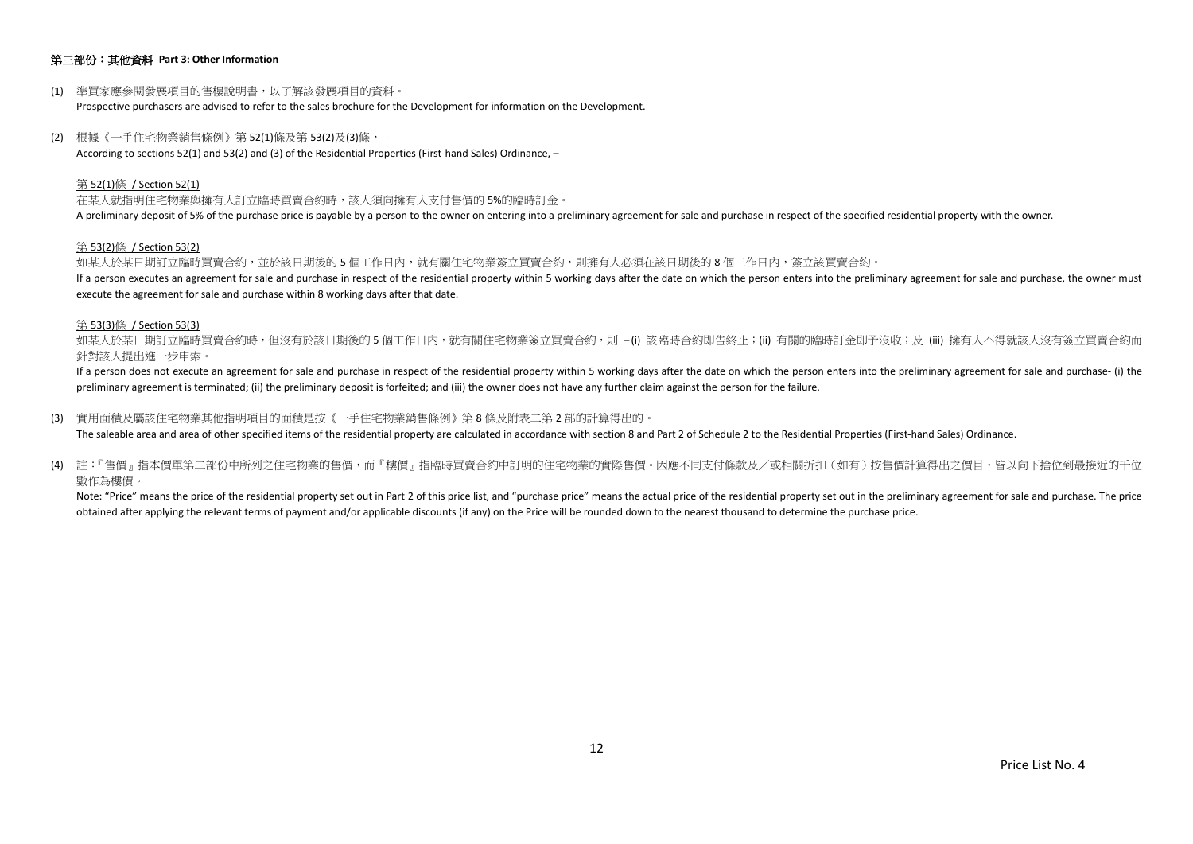**第三部份：其他資料 Part 3: Other Information**

(1) 準買家應參閱發展項目的售樓說明書，以了解該發展項目的資料。
Prospective purchasers are advised to refer to the sales brochure for the Development for information on the Development.

(2) 根據《一手住宅物業銷售條例》第 52(1)條及第 53(2)及(3)條， -
According to sections 52(1) and 53(2) and (3) of the Residential Properties (First-hand Sales) Ordinance, –

<u>第 52(1)條 / Section 52(1)</u>

在某人就指明住宅物業與擁有人訂立臨時買賣合約時，該人須向擁有人支付售價的 5%的臨時訂金。
A preliminary deposit of 5% of the purchase price is payable by a person to the owner on entering into a preliminary agreement for sale and purchase in respect of the specified residential property with the owner.

<u>第 53(2)條 / Section 53(2)</u>

如某人於某日期訂立臨時買賣合約，並於該日期後的 5 個工作日內，就有關住宅物業簽立買賣合約，則擁有人必須在該日期後的 8 個工作日內，簽立該買賣合約。
If a person executes an agreement for sale and purchase in respect of the residential property within 5 working days after the date on which the person enters into the preliminary agreement for sale and purchase, the owner must execute the agreement for sale and purchase within 8 working days after that date.

<u>第 53(3)條 / Section 53(3)</u>

如某人於某日期訂立臨時買賣合約時，但沒有於該日期後的 5 個工作日內，就有關住宅物業簽立買賣合約，則 –(i) 該臨時合約即告終止；(ii) 有關的臨時訂金即予沒收；及 (iii) 擁有人不得就該人沒有簽立買賣合約而針對該人提出進一步申索。
If a person does not execute an agreement for sale and purchase in respect of the residential property within 5 working days after the date on which the person enters into the preliminary agreement for sale and purchase- (i) the preliminary agreement is terminated; (ii) the preliminary deposit is forfeited; and (iii) the owner does not have any further claim against the person for the failure.

(3) 實用面積及屬該住宅物業其他指明項目的面積是按《一手住宅物業銷售條例》第 8 條及附表二第 2 部的計算得出的。
The saleable area and area of other specified items of the residential property are calculated in accordance with section 8 and Part 2 of Schedule 2 to the Residential Properties (First-hand Sales) Ordinance.

(4) 註：『售價』指本價單第二部份中所列之住宅物業的售價，而『樓價』指臨時買賣合約中訂明的住宅物業的實際售價。因應不同支付條款及╱或相關折扣（如有）按售價計算得出之價目，皆以向下捨位到最接近的千位數作為樓價。
Note: "Price" means the price of the residential property set out in Part 2 of this price list, and "purchase price" means the actual price of the residential property set out in the preliminary agreement for sale and purchase. The price obtained after applying the relevant terms of payment and/or applicable discounts (if any) on the Price will be rounded down to the nearest thousand to determine the purchase price.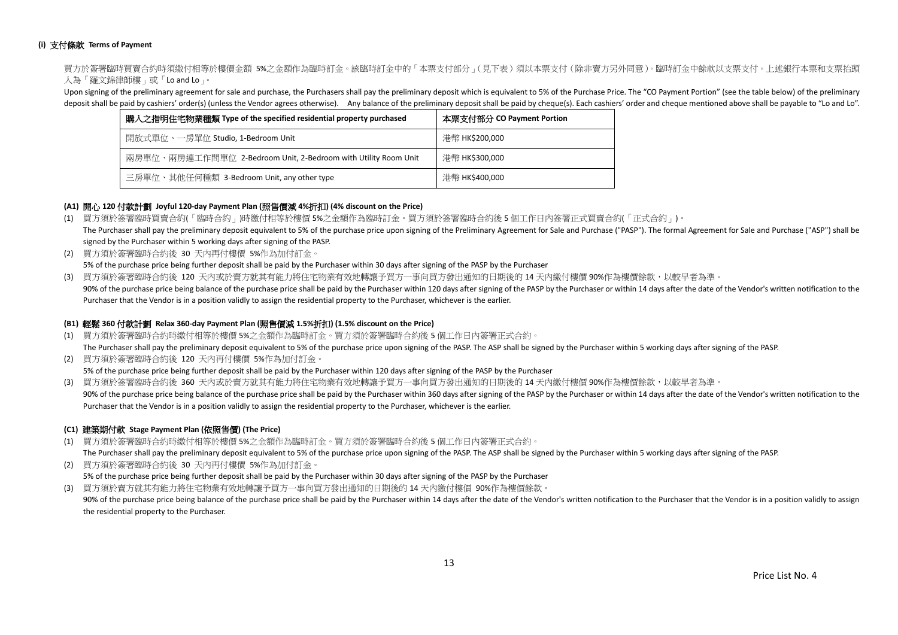**(i) 支付條款 Terms of Payment**

買方於簽署臨時買賣合約時須繳付相等於樓價金額 5%之金額作為臨時訂金。該臨時訂金中的「本票支付部分」(見下表) 須以本票支付 (除非賣方另外同意)。臨時訂金中餘款以支票支付。上述銀行本票和支票抬頭人為「羅文錦律師樓」或「Lo and Lo」。

Upon signing of the preliminary agreement for sale and purchase, the Purchasers shall pay the preliminary deposit which is equivalent to 5% of the Purchase Price. The "CO Payment Portion" (see the table below) of the preliminary deposit shall be paid by cashiers' order(s) (unless the Vendor agrees otherwise). Any balance of the preliminary deposit shall be paid by cheque(s). Each cashiers' order and cheque mentioned above shall be payable to "Lo and Lo".

| 購入之指明住宅物業種類 Type of the specified residential property purchased | 本票支付部分 CO Payment Portion |
|---|---|
| 開放式單位、一房單位 Studio, 1-Bedroom Unit | 港幣 HK$200,000 |
| 兩房單位、兩房連工作間單位 2-Bedroom Unit, 2-Bedroom with Utility Room Unit | 港幣 HK$300,000 |
| 三房單位、其他任何種類 3-Bedroom Unit, any other type | 港幣 HK$400,000 |

**(A1) 開心 120 付款計劃 Joyful 120-day Payment Plan (照售價減 4%折扣) (4% discount on the Price)**

(1) 買方須於簽署臨時買賣合約(「臨時合約」)時繳付相等於樓價 5%之金額作為臨時訂金。買方須於簽署臨時合約後 5 個工作日內簽署正式買賣合約(「正式合約」)。
The Purchaser shall pay the preliminary deposit equivalent to 5% of the purchase price upon signing of the Preliminary Agreement for Sale and Purchase ("PASP"). The formal Agreement for Sale and Purchase ("ASP") shall be signed by the Purchaser within 5 working days after signing of the PASP.

(2) 買方須於簽署臨時合約後 30 天內再付樓價 5%作為加付訂金。
5% of the purchase price being further deposit shall be paid by the Purchaser within 30 days after signing of the PASP by the Purchaser

(3) 買方須於簽署臨時合約後 120 天內或於賣方就其有能力將住宅物業有效地轉讓予買方一事向買方發出通知的日期後的 14 天內繳付樓價 90%作為樓價餘款，以較早者為準。
90% of the purchase price being balance of the purchase price shall be paid by the Purchaser within 120 days after signing of the PASP by the Purchaser or within 14 days after the date of the Vendor's written notification to the Purchaser that the Vendor is in a position validly to assign the residential property to the Purchaser, whichever is the earlier.

**(B1) 輕鬆 360 付款計劃 Relax 360-day Payment Plan (照售價減 1.5%折扣) (1.5% discount on the Price)**

(1) 買方須於簽署臨時合約時繳付相等於樓價 5%之金額作為臨時訂金。買方須於簽署臨時合約後 5 個工作日內簽署正式合約。
The Purchaser shall pay the preliminary deposit equivalent to 5% of the purchase price upon signing of the PASP. The ASP shall be signed by the Purchaser within 5 working days after signing of the PASP.

(2) 買方須於簽署臨時合約後 120 天內再付樓價 5%作為加付訂金。
5% of the purchase price being further deposit shall be paid by the Purchaser within 120 days after signing of the PASP by the Purchaser

(3) 買方須於簽署臨時合約後 360 天內或於賣方就其有能力將住宅物業有效地轉讓予買方一事向買方發出通知的日期後的 14 天內繳付樓價 90%作為樓價餘款，以較早者為準。
90% of the purchase price being balance of the purchase price shall be paid by the Purchaser within 360 days after signing of the PASP by the Purchaser or within 14 days after the date of the Vendor's written notification to the Purchaser that the Vendor is in a position validly to assign the residential property to the Purchaser, whichever is the earlier.

**(C1) 建築期付款 Stage Payment Plan (依照售價) (The Price)**

(1) 買方須於簽署臨時合約時繳付相等於樓價 5%之金額作為臨時訂金。買方須於簽署臨時合約後 5 個工作日內簽署正式合約。
The Purchaser shall pay the preliminary deposit equivalent to 5% of the purchase price upon signing of the PASP. The ASP shall be signed by the Purchaser within 5 working days after signing of the PASP.

(2) 買方須於簽署臨時合約後 30 天內再付樓價 5%作為加付訂金。
5% of the purchase price being further deposit shall be paid by the Purchaser within 30 days after signing of the PASP by the Purchaser

(3) 買方須於賣方就其有能力將住宅物業有效地轉讓予買方一事向買方發出通知的日期後的 14 天內繳付樓價 90%作為樓價餘款。
90% of the purchase price being balance of the purchase price shall be paid by the Purchaser within 14 days after the date of the Vendor's written notification to the Purchaser that the Vendor is in a position validly to assign the residential property to the Purchaser.

Price List No. 4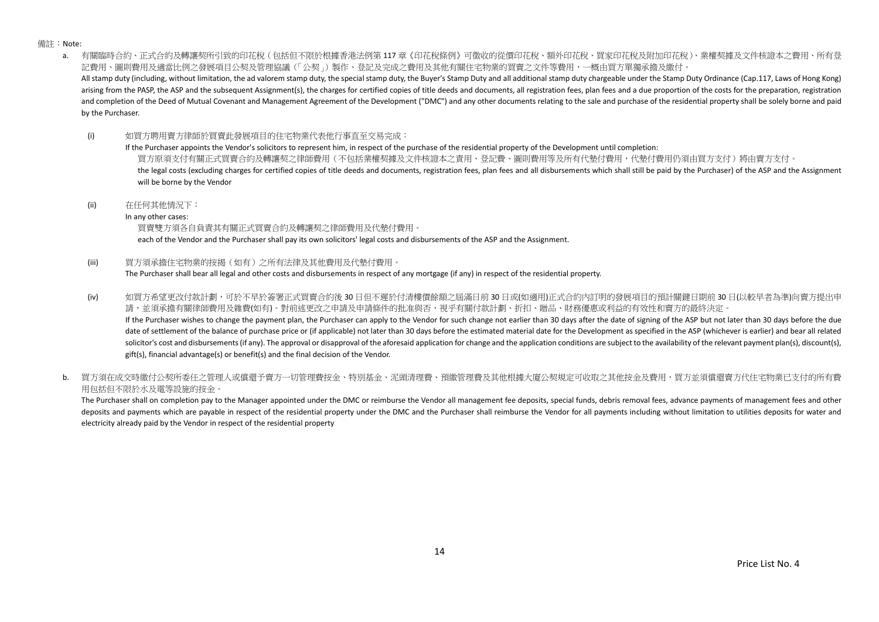備註：Note:

a. 有關臨時合約、正式合約及轉讓契所引致的印花稅（包括但不限於根據香港法例第 117 章《印花稅條例》可徵收的從價印花稅、額外印花稅、買家印花稅及附加印花稅）、業權契據及文件核證本之費用、所有登記費用、圖則費用及適當比例之發展項目公契及管理協議（「公契」）製作、登記及完成之費用及其他有關住宅物業的買賣之文件等費用，一概由買方單獨承擔及繳付。
All stamp duty (including, without limitation, the ad valorem stamp duty, the special stamp duty, the Buyer's Stamp Duty and all additional stamp duty chargeable under the Stamp Duty Ordinance (Cap.117, Laws of Hong Kong) arising from the PASP, the ASP and the subsequent Assignment(s), the charges for certified copies of title deeds and documents, all registration fees, plan fees and a due proportion of the costs for the preparation, registration and completion of the Deed of Mutual Covenant and Management Agreement of the Development ("DMC") and any other documents relating to the sale and purchase of the residential property shall be solely borne and paid by the Purchaser.

(i) 如買方聘用賣方律師於買賣此發展項目的住宅物業代表他行事直至交易完成：
If the Purchaser appoints the Vendor's solicitors to represent him, in respect of the purchase of the residential property of the Development until completion:
買方原須支付有關正式買賣合約及轉讓契之律師費用（不包括業權契據及文件核證本之責用、登記費、圖則費用等及所有代墊付費用，代墊付費用仍須由買方支付）將由賣方支付。
the legal costs (excluding charges for certified copies of title deeds and documents, registration fees, plan fees and all disbursements which shall still be paid by the Purchaser) of the ASP and the Assignment will be borne by the Vendor

(ii) 在任何其他情況下：
In any other cases:
買賣雙方須各自負責其有關正式買賣合約及轉讓契之律師費用及代墊付費用。
each of the Vendor and the Purchaser shall pay its own solicitors' legal costs and disbursements of the ASP and the Assignment.

(iii) 買方須承擔住宅物業的按揭（如有）之所有法律及其他費用及代墊付費用。
The Purchaser shall bear all legal and other costs and disbursements in respect of any mortgage (if any) in respect of the residential property.

(iv) 如買方希望更改付款計劃，可於不早於簽署正式買賣合約後 30 日但不遲於付清樓價餘額之屆滿日前 30 日或(如適用)正式合約內訂明的發展項目的預計關鍵日期前 30 日(以較早者為準)向賣方提出申請，並須承擔有關律師費用及雜費(如有)。對前述更改之申請及申請條件的批准與否，視乎有關付款計劃、折扣、贈品、財務優惠或利益的有效性和賣方的最終決定。
If the Purchaser wishes to change the payment plan, the Purchaser can apply to the Vendor for such change not earlier than 30 days after the date of signing of the ASP but not later than 30 days before the due date of settlement of the balance of purchase price or (if applicable) not later than 30 days before the estimated material date for the Development as specified in the ASP (whichever is earlier) and bear all related solicitor's cost and disbursements (if any). The approval or disapproval of the aforesaid application for change and the application conditions are subject to the availability of the relevant payment plan(s), discount(s), gift(s), financial advantage(s) or benefit(s) and the final decision of the Vendor.

b. 買方須在成交時繳付公契所委任之管理人或償還予賣方一切管理費按金、特別基金、泥頭清理費、預繳管理費及其他根據大廈公契規定可收取之其他按金及費用，買方並須償還賣方代住宅物業已支付的所有費用包括但不限於水及電等設施的按金。
The Purchaser shall on completion pay to the Manager appointed under the DMC or reimburse the Vendor all management fee deposits, special funds, debris removal fees, advance payments of management fees and other deposits and payments which are payable in respect of the residential property under the DMC and the Purchaser shall reimburse the Vendor for all payments including without limitation to utilities deposits for water and electricity already paid by the Vendor in respect of the residential property

Price List No. 4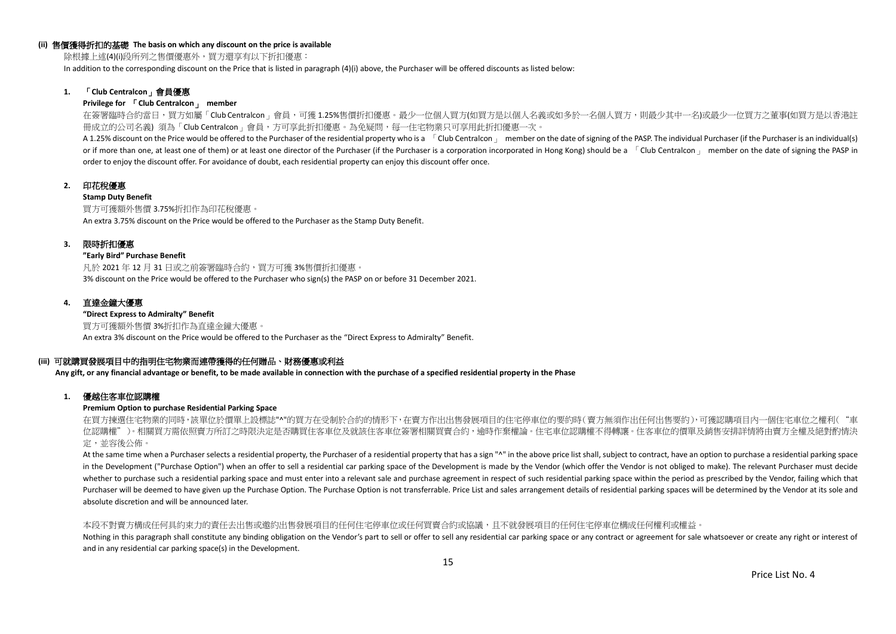### (ii) 售價獲得折扣的基礎 The basis on which any discount on the price is available

除根據上述(4)(i)段所列之售價優惠外，買方還享有以下折扣優惠：

In addition to the corresponding discount on the Price that is listed in paragraph (4)(i) above, the Purchaser will be offered discounts as listed below:

#### 1. 「Club Centralcon」會員優惠

**Privilege for 「Club Centralcon」 member**

在簽署臨時合約當日，買方如屬「Club Centralcon」會員，可獲 1.25%售價折扣優惠。最少一位個人買方(如買方是以個人名義或如多於一名個人買方，則最少其中一名)或最少一位買方之董事(如買方是以香港註冊成立的公司名義) 須為「Club Centralcon」會員，方可享此折扣優惠。為免疑問，每一住宅物業只可享用此折扣優惠一次。

A 1.25% discount on the Price would be offered to the Purchaser of the residential property who is a 「Club Centralcon」 member on the date of signing of the PASP. The individual Purchaser (if the Purchaser is an individual(s) or if more than one, at least one of them) or at least one director of the Purchaser (if the Purchaser is a corporation incorporated in Hong Kong) should be a 「Club Centralcon」 member on the date of signing the PASP in order to enjoy the discount offer. For avoidance of doubt, each residential property can enjoy this discount offer once.

#### 2. 印花稅優惠

**Stamp Duty Benefit**

買方可獲額外售價 3.75%折扣作為印花稅優惠。

An extra 3.75% discount on the Price would be offered to the Purchaser as the Stamp Duty Benefit.

#### 3. 限時折扣優惠

**"Early Bird" Purchase Benefit**

凡於 2021 年 12 月 31 日或之前簽署臨時合約，買方可獲 3%售價折扣優惠。

3% discount on the Price would be offered to the Purchaser who sign(s) the PASP on or before 31 December 2021.

#### 4. 直達金鐘大優惠

**"Direct Express to Admiralty" Benefit**

買方可獲額外售價 3%折扣作為直達金鐘大優惠。

An extra 3% discount on the Price would be offered to the Purchaser as the "Direct Express to Admiralty" Benefit.

### (iii) 可就購買發展項目中的指明住宅物業而連帶獲得的任何贈品、財務優惠或利益

**Any gift, or any financial advantage or benefit, to be made available in connection with the purchase of a specified residential property in the Phase**

#### 1. 優越住客車位認購權

**Premium Option to purchase Residential Parking Space**

在買方揀選住宅物業的同時，該單位於價單上設標誌"^"的買方在受制於合約的情形下，在賣方作出出售發展項目的住宅停車位的要約時(賣方無須作出任何出售要約)，可獲認購項目內一個住宅車位之權利( "車位認購權" )。相關買方需依照賣方所訂之時限決定是否購買住客車位及就該住客車位簽署相關買賣合約，逾時作棄權論。住宅車位認購權不得轉讓。住客車位的價單及銷售安排詳情將由賣方全權及絕對酌情決定，並容後公佈。

At the same time when a Purchaser selects a residential property, the Purchaser of a residential property that has a sign "^" in the above price list shall, subject to contract, have an option to purchase a residential parking space in the Development ("Purchase Option") when an offer to sell a residential car parking space of the Development is made by the Vendor (which offer the Vendor is not obliged to make). The relevant Purchaser must decide whether to purchase such a residential parking space and must enter into a relevant sale and purchase agreement in respect of such residential parking space within the period as prescribed by the Vendor, failing which that Purchaser will be deemed to have given up the Purchase Option. The Purchase Option is not transferrable. Price List and sales arrangement details of residential parking spaces will be determined by the Vendor at its sole and absolute discretion and will be announced later.

本段不對賣方構成任何具約束力的責任去出售或邀約出售發展項目的任何住宅停車位或任何買賣合約或協議，且不就發展項目的任何住宅停車位構成任何權利或權益。

Nothing in this paragraph shall constitute any binding obligation on the Vendor's part to sell or offer to sell any residential car parking space or any contract or agreement for sale whatsoever or create any right or interest of and in any residential car parking space(s) in the Development.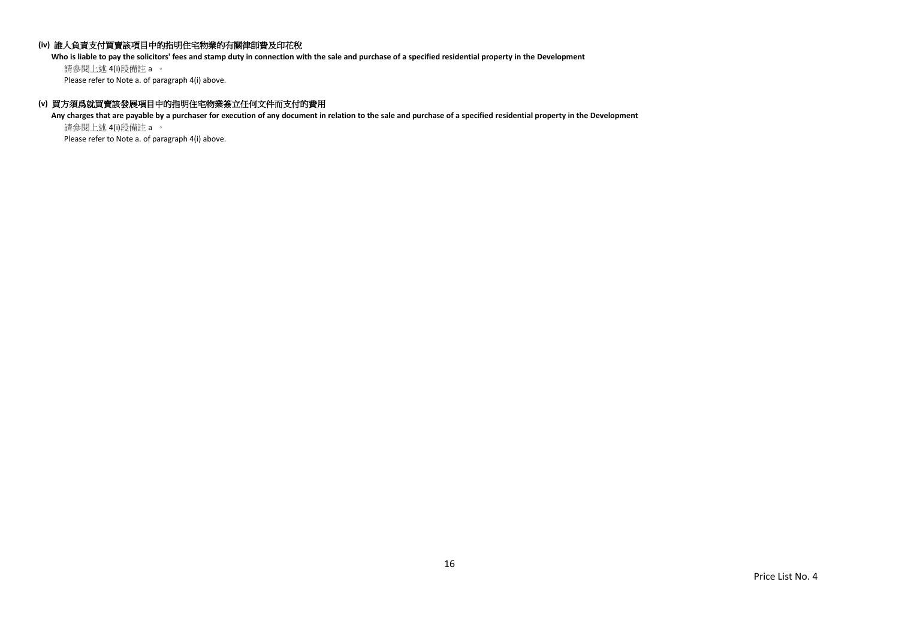**(iv) 誰人負責支付買賣該項目中的指明住宅物業的有關律師費及印花稅**

**Who is liable to pay the solicitors' fees and stamp duty in connection with the sale and purchase of a specified residential property in the Development**

請參閱上述 4(i)段備註 a 。

Please refer to Note a. of paragraph 4(i) above.

**(v) 買方須爲就買賣該發展項目中的指明住宅物業簽立任何文件而支付的費用**

**Any charges that are payable by a purchaser for execution of any document in relation to the sale and purchase of a specified residential property in the Development**

請參閱上述 4(i)段備註 a 。

Please refer to Note a. of paragraph 4(i) above.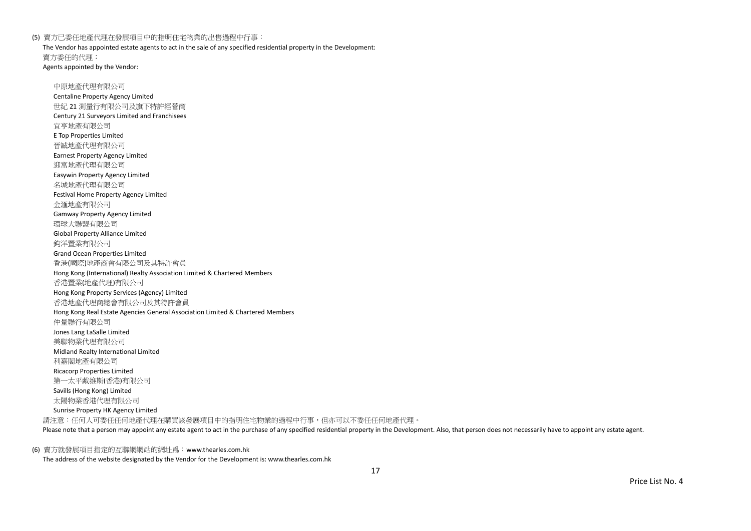(5) 賣方已委任地產代理在發展項目中的指明住宅物業的出售過程中行事：

The Vendor has appointed estate agents to act in the sale of any specified residential property in the Development:

賣方委任的代理：

Agents appointed by the Vendor:

中原地產代理有限公司
Centaline Property Agency Limited

世紀 21 測量行有限公司及旗下特許經營商
Century 21 Surveyors Limited and Franchisees

宜亨地產有限公司
E Top Properties Limited

晉誠地產代理有限公司
Earnest Property Agency Limited

迎富地產代理有限公司
Easywin Property Agency Limited

名城地產代理有限公司
Festival Home Property Agency Limited

金滙地產有限公司
Gamway Property Agency Limited

環球大聯盟有限公司
Global Property Alliance Limited

鈞洋置業有限公司
Grand Ocean Properties Limited

香港(國際)地產商會有限公司及其特許會員
Hong Kong (International) Realty Association Limited & Chartered Members

香港置業(地產代理)有限公司
Hong Kong Property Services (Agency) Limited

香港地產代理商總會有限公司及其特許會員
Hong Kong Real Estate Agencies General Association Limited & Chartered Members

仲量聯行有限公司
Jones Lang LaSalle Limited

美聯物業代理有限公司
Midland Realty International Limited

利嘉閣地產有限公司
Ricacorp Properties Limited

第一太平戴維斯(香港)有限公司
Savills (Hong Kong) Limited

太陽物業香港代理有限公司
Sunrise Property HK Agency Limited

請注意：任何人可委任任何地產代理在購買該發展項目中的指明住宅物業的過程中行事，但亦可以不委任任何地產代理。

Please note that a person may appoint any estate agent to act in the purchase of any specified residential property in the Development. Also, that person does not necessarily have to appoint any estate agent.

(6) 賣方就發展項目指定的互聯網網站的網址爲：www.thearles.com.hk

The address of the website designated by the Vendor for the Development is: www.thearles.com.hk

Price List No. 4